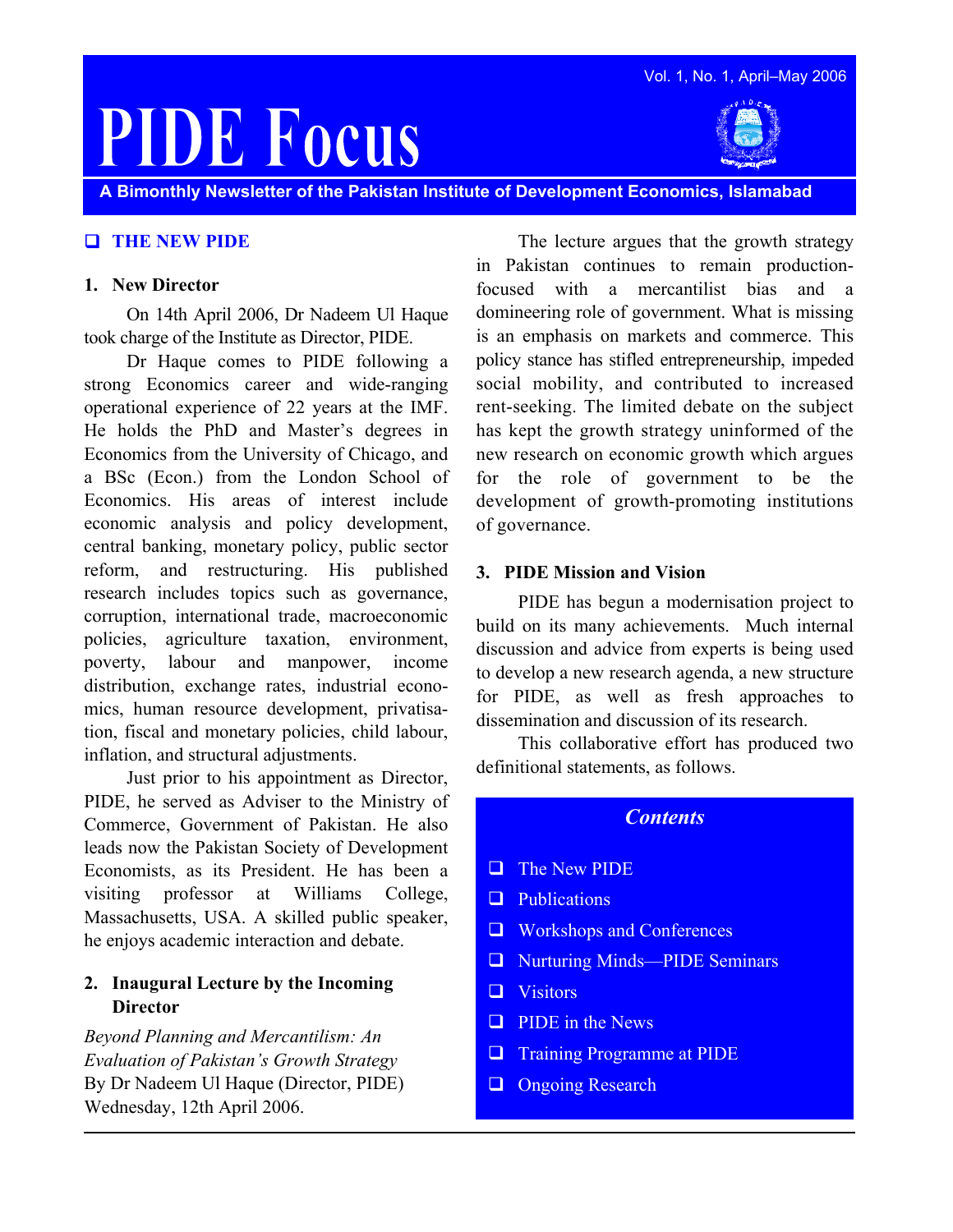# PIDE Focus

Vol. 1, No. 1, April–May 2006

**A Bimonthly Newsletter of the Pakistan Institute of Development Economics, Islamabad**

## THE NEW PIDE

### 1. New Director

On 14th April 2006, Dr Nadeem Ul Haque took charge of the Institute as Director, PIDE.

Dr Haque comes to PIDE following a strong Economics career and wide-ranging operational experience of 22 years at the IMF. He holds the PhD and Master's degrees in Economics from the University of Chicago, and a BSc (Econ.) from the London School of Economics. His areas of interest include economic analysis and policy development, central banking, monetary policy, public sector reform, and restructuring. His published research includes topics such as governance, corruption, international trade, macroeconomic policies, agriculture taxation, environment, poverty, labour and manpower, income distribution, exchange rates, industrial economics, human resource development, privatisation, fiscal and monetary policies, child labour, inflation, and structural adjustments.

Just prior to his appointment as Director, PIDE, he served as Adviser to the Ministry of Commerce, Government of Pakistan. He also leads now the Pakistan Society of Development Economists, as its President. He has been a visiting professor at Williams College, Massachusetts, USA. A skilled public speaker, he enjoys academic interaction and debate.

### 2. Inaugural Lecture by the Incoming Director

*Beyond Planning and Mercantilism: An Evaluation of Pakistan's Growth Strategy*
By Dr Nadeem Ul Haque (Director, PIDE)
Wednesday, 12th April 2006.

The lecture argues that the growth strategy in Pakistan continues to remain production-focused with a mercantilist bias and a domineering role of government. What is missing is an emphasis on markets and commerce. This policy stance has stifled entrepreneurship, impeded social mobility, and contributed to increased rent-seeking. The limited debate on the subject has kept the growth strategy uninformed of the new research on economic growth which argues for the role of government to be the development of growth-promoting institutions of governance.

### 3. PIDE Mission and Vision

PIDE has begun a modernisation project to build on its many achievements. Much internal discussion and advice from experts is being used to develop a new research agenda, a new structure for PIDE, as well as fresh approaches to dissemination and discussion of its research.

This collaborative effort has produced two definitional statements, as follows.

***Contents***

- The New PIDE
- Publications
- Workshops and Conferences
- Nurturing Minds—PIDE Seminars
- Visitors
- PIDE in the News
- Training Programme at PIDE
- Ongoing Research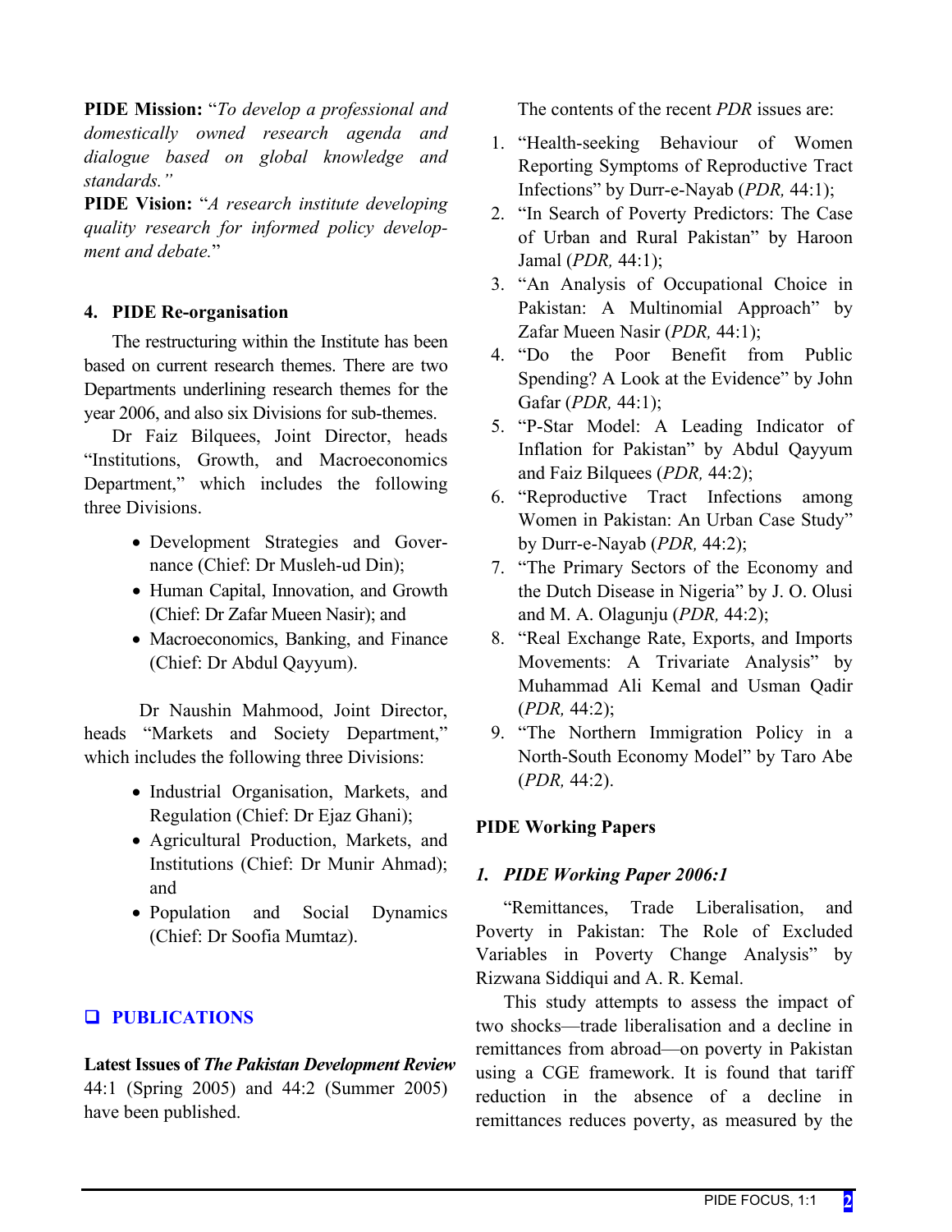**PIDE Mission:** "*To develop a professional and domestically owned research agenda and dialogue based on global knowledge and standards.*"

**PIDE Vision:** "*A research institute developing quality research for informed policy development and debate.*"

### 4. PIDE Re-organisation

The restructuring within the Institute has been based on current research themes. There are two Departments underlining research themes for the year 2006, and also six Divisions for sub-themes.

Dr Faiz Bilquees, Joint Director, heads "Institutions, Growth, and Macroeconomics Department," which includes the following three Divisions.

- Development Strategies and Governance (Chief: Dr Musleh-ud Din);
- Human Capital, Innovation, and Growth (Chief: Dr Zafar Mueen Nasir); and
- Macroeconomics, Banking, and Finance (Chief: Dr Abdul Qayyum).

Dr Naushin Mahmood, Joint Director, heads "Markets and Society Department," which includes the following three Divisions:

- Industrial Organisation, Markets, and Regulation (Chief: Dr Ejaz Ghani);
- Agricultural Production, Markets, and Institutions (Chief: Dr Munir Ahmad); and
- Population and Social Dynamics (Chief: Dr Soofia Mumtaz).

## ❑ PUBLICATIONS

**Latest Issues of *The Pakistan Development Review***

44:1 (Spring 2005) and 44:2 (Summer 2005) have been published.

The contents of the recent *PDR* issues are:

1. "Health-seeking Behaviour of Women Reporting Symptoms of Reproductive Tract Infections" by Durr-e-Nayab (*PDR,* 44:1);
2. "In Search of Poverty Predictors: The Case of Urban and Rural Pakistan" by Haroon Jamal (*PDR,* 44:1);
3. "An Analysis of Occupational Choice in Pakistan: A Multinomial Approach" by Zafar Mueen Nasir (*PDR,* 44:1);
4. "Do the Poor Benefit from Public Spending? A Look at the Evidence" by John Gafar (*PDR,* 44:1);
5. "P-Star Model: A Leading Indicator of Inflation for Pakistan" by Abdul Qayyum and Faiz Bilquees (*PDR,* 44:2);
6. "Reproductive Tract Infections among Women in Pakistan: An Urban Case Study" by Durr-e-Nayab (*PDR,* 44:2);
7. "The Primary Sectors of the Economy and the Dutch Disease in Nigeria" by J. O. Olusi and M. A. Olagunju (*PDR,* 44:2);
8. "Real Exchange Rate, Exports, and Imports Movements: A Trivariate Analysis" by Muhammad Ali Kemal and Usman Qadir (*PDR,* 44:2);
9. "The Northern Immigration Policy in a North-South Economy Model" by Taro Abe (*PDR,* 44:2).

**PIDE Working Papers**

***1. PIDE Working Paper 2006:1***

"Remittances, Trade Liberalisation, and Poverty in Pakistan: The Role of Excluded Variables in Poverty Change Analysis" by Rizwana Siddiqui and A. R. Kemal.

This study attempts to assess the impact of two shocks—trade liberalisation and a decline in remittances from abroad—on poverty in Pakistan using a CGE framework. It is found that tariff reduction in the absence of a decline in remittances reduces poverty, as measured by the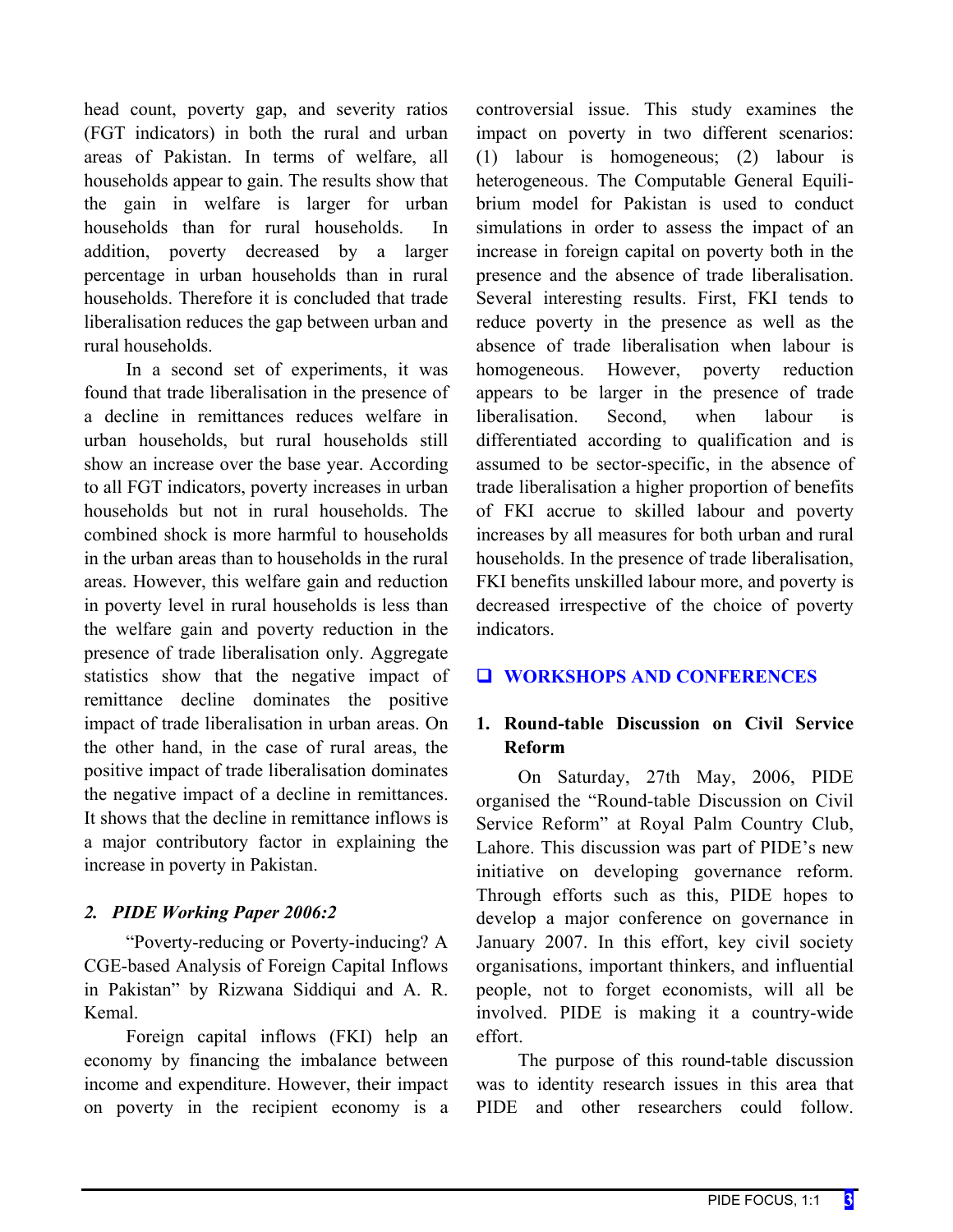head count, poverty gap, and severity ratios (FGT indicators) in both the rural and urban areas of Pakistan. In terms of welfare, all households appear to gain. The results show that the gain in welfare is larger for urban households than for rural households. In addition, poverty decreased by a larger percentage in urban households than in rural households. Therefore it is concluded that trade liberalisation reduces the gap between urban and rural households.

In a second set of experiments, it was found that trade liberalisation in the presence of a decline in remittances reduces welfare in urban households, but rural households still show an increase over the base year. According to all FGT indicators, poverty increases in urban households but not in rural households. The combined shock is more harmful to households in the urban areas than to households in the rural areas. However, this welfare gain and reduction in poverty level in rural households is less than the welfare gain and poverty reduction in the presence of trade liberalisation only. Aggregate statistics show that the negative impact of remittance decline dominates the positive impact of trade liberalisation in urban areas. On the other hand, in the case of rural areas, the positive impact of trade liberalisation dominates the negative impact of a decline in remittances. It shows that the decline in remittance inflows is a major contributory factor in explaining the increase in poverty in Pakistan.

### *2. PIDE Working Paper 2006:2*

"Poverty-reducing or Poverty-inducing? A CGE-based Analysis of Foreign Capital Inflows in Pakistan" by Rizwana Siddiqui and A. R. Kemal.

Foreign capital inflows (FKI) help an economy by financing the imbalance between income and expenditure. However, their impact on poverty in the recipient economy is a controversial issue. This study examines the impact on poverty in two different scenarios: (1) labour is homogeneous; (2) labour is heterogeneous. The Computable General Equilibrium model for Pakistan is used to conduct simulations in order to assess the impact of an increase in foreign capital on poverty both in the presence and the absence of trade liberalisation. Several interesting results. First, FKI tends to reduce poverty in the presence as well as the absence of trade liberalisation when labour is homogeneous. However, poverty reduction appears to be larger in the presence of trade liberalisation. Second, when labour is differentiated according to qualification and is assumed to be sector-specific, in the absence of trade liberalisation a higher proportion of benefits of FKI accrue to skilled labour and poverty increases by all measures for both urban and rural households. In the presence of trade liberalisation, FKI benefits unskilled labour more, and poverty is decreased irrespective of the choice of poverty indicators.

## ❑ WORKSHOPS AND CONFERENCES

### 1. Round-table Discussion on Civil Service Reform

On Saturday, 27th May, 2006, PIDE organised the "Round-table Discussion on Civil Service Reform" at Royal Palm Country Club, Lahore. This discussion was part of PIDE's new initiative on developing governance reform. Through efforts such as this, PIDE hopes to develop a major conference on governance in January 2007. In this effort, key civil society organisations, important thinkers, and influential people, not to forget economists, will all be involved. PIDE is making it a country-wide effort.

The purpose of this round-table discussion was to identity research issues in this area that PIDE and other researchers could follow.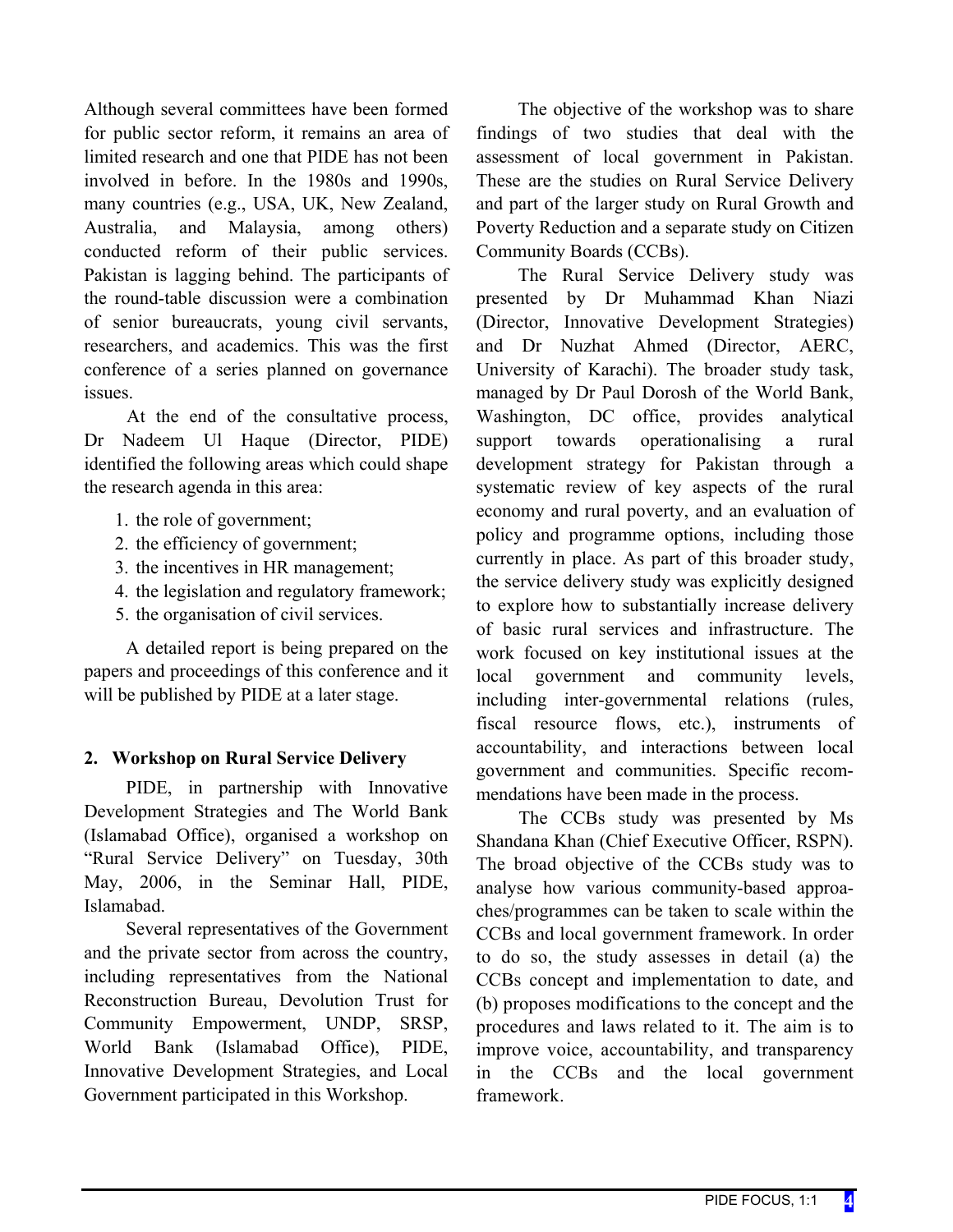Although several committees have been formed for public sector reform, it remains an area of limited research and one that PIDE has not been involved in before. In the 1980s and 1990s, many countries (e.g., USA, UK, New Zealand, Australia, and Malaysia, among others) conducted reform of their public services. Pakistan is lagging behind. The participants of the round-table discussion were a combination of senior bureaucrats, young civil servants, researchers, and academics. This was the first conference of a series planned on governance issues.

At the end of the consultative process, Dr Nadeem Ul Haque (Director, PIDE) identified the following areas which could shape the research agenda in this area:

1. the role of government;
2. the efficiency of government;
3. the incentives in HR management;
4. the legislation and regulatory framework;
5. the organisation of civil services.

A detailed report is being prepared on the papers and proceedings of this conference and it will be published by PIDE at a later stage.

## 2. Workshop on Rural Service Delivery

PIDE, in partnership with Innovative Development Strategies and The World Bank (Islamabad Office), organised a workshop on "Rural Service Delivery" on Tuesday, 30th May, 2006, in the Seminar Hall, PIDE, Islamabad.

Several representatives of the Government and the private sector from across the country, including representatives from the National Reconstruction Bureau, Devolution Trust for Community Empowerment, UNDP, SRSP, World Bank (Islamabad Office), PIDE, Innovative Development Strategies, and Local Government participated in this Workshop.

The objective of the workshop was to share findings of two studies that deal with the assessment of local government in Pakistan. These are the studies on Rural Service Delivery and part of the larger study on Rural Growth and Poverty Reduction and a separate study on Citizen Community Boards (CCBs).

The Rural Service Delivery study was presented by Dr Muhammad Khan Niazi (Director, Innovative Development Strategies) and Dr Nuzhat Ahmed (Director, AERC, University of Karachi). The broader study task, managed by Dr Paul Dorosh of the World Bank, Washington, DC office, provides analytical support towards operationalising a rural development strategy for Pakistan through a systematic review of key aspects of the rural economy and rural poverty, and an evaluation of policy and programme options, including those currently in place. As part of this broader study, the service delivery study was explicitly designed to explore how to substantially increase delivery of basic rural services and infrastructure. The work focused on key institutional issues at the local government and community levels, including inter-governmental relations (rules, fiscal resource flows, etc.), instruments of accountability, and interactions between local government and communities. Specific recommendations have been made in the process.

The CCBs study was presented by Ms Shandana Khan (Chief Executive Officer, RSPN). The broad objective of the CCBs study was to analyse how various community-based approaches/programmes can be taken to scale within the CCBs and local government framework. In order to do so, the study assesses in detail (a) the CCBs concept and implementation to date, and (b) proposes modifications to the concept and the procedures and laws related to it. The aim is to improve voice, accountability, and transparency in the CCBs and the local government framework.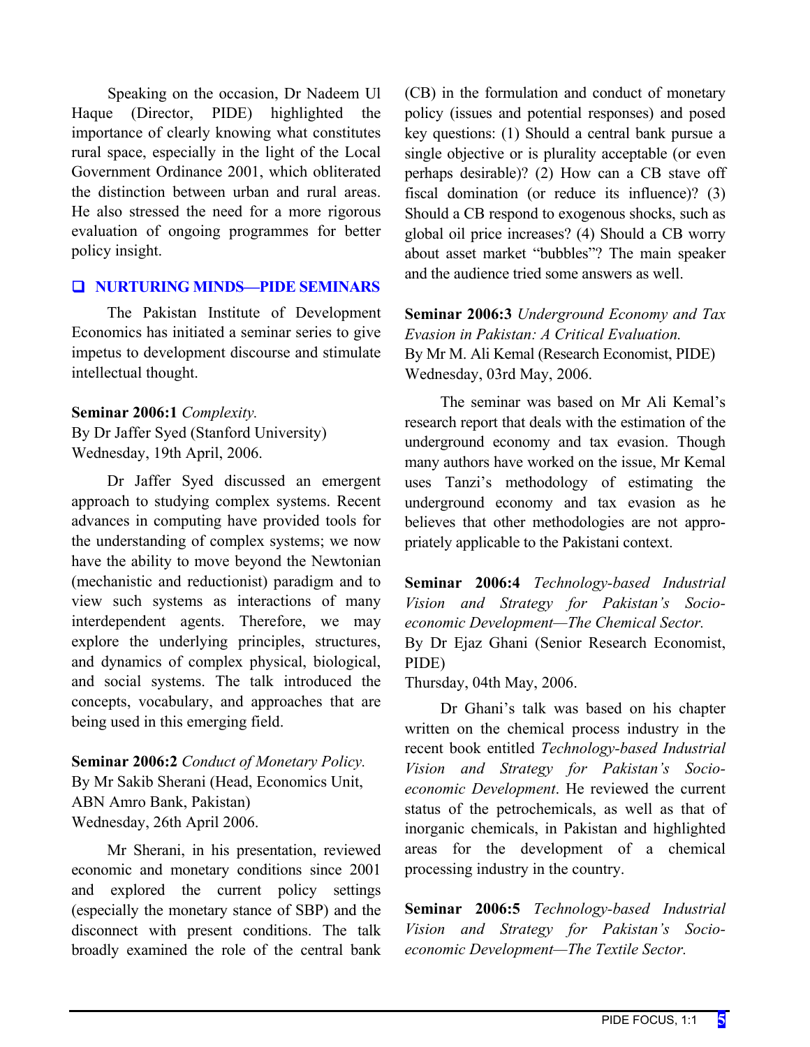Speaking on the occasion, Dr Nadeem Ul Haque (Director, PIDE) highlighted the importance of clearly knowing what constitutes rural space, especially in the light of the Local Government Ordinance 2001, which obliterated the distinction between urban and rural areas. He also stressed the need for a more rigorous evaluation of ongoing programmes for better policy insight.

## NURTURING MINDS—PIDE SEMINARS

The Pakistan Institute of Development Economics has initiated a seminar series to give impetus to development discourse and stimulate intellectual thought.

**Seminar 2006:1** *Complexity.*
By Dr Jaffer Syed (Stanford University)
Wednesday, 19th April, 2006.

Dr Jaffer Syed discussed an emergent approach to studying complex systems. Recent advances in computing have provided tools for the understanding of complex systems; we now have the ability to move beyond the Newtonian (mechanistic and reductionist) paradigm and to view such systems as interactions of many interdependent agents. Therefore, we may explore the underlying principles, structures, and dynamics of complex physical, biological, and social systems. The talk introduced the concepts, vocabulary, and approaches that are being used in this emerging field.

**Seminar 2006:2** *Conduct of Monetary Policy.*
By Mr Sakib Sherani (Head, Economics Unit, ABN Amro Bank, Pakistan)
Wednesday, 26th April 2006.

Mr Sherani, in his presentation, reviewed economic and monetary conditions since 2001 and explored the current policy settings (especially the monetary stance of SBP) and the disconnect with present conditions. The talk broadly examined the role of the central bank (CB) in the formulation and conduct of monetary policy (issues and potential responses) and posed key questions: (1) Should a central bank pursue a single objective or is plurality acceptable (or even perhaps desirable)? (2) How can a CB stave off fiscal domination (or reduce its influence)? (3) Should a CB respond to exogenous shocks, such as global oil price increases? (4) Should a CB worry about asset market "bubbles"? The main speaker and the audience tried some answers as well.

**Seminar 2006:3** *Underground Economy and Tax Evasion in Pakistan: A Critical Evaluation.*
By Mr M. Ali Kemal (Research Economist, PIDE)
Wednesday, 03rd May, 2006.

The seminar was based on Mr Ali Kemal's research report that deals with the estimation of the underground economy and tax evasion. Though many authors have worked on the issue, Mr Kemal uses Tanzi's methodology of estimating the underground economy and tax evasion as he believes that other methodologies are not appropriately applicable to the Pakistani context.

**Seminar 2006:4** *Technology-based Industrial Vision and Strategy for Pakistan's Socio-economic Development—The Chemical Sector.*
By Dr Ejaz Ghani (Senior Research Economist, PIDE)
Thursday, 04th May, 2006.

Dr Ghani's talk was based on his chapter written on the chemical process industry in the recent book entitled *Technology-based Industrial Vision and Strategy for Pakistan's Socio-economic Development*. He reviewed the current status of the petrochemicals, as well as that of inorganic chemicals, in Pakistan and highlighted areas for the development of a chemical processing industry in the country.

**Seminar 2006:5** *Technology-based Industrial Vision and Strategy for Pakistan's Socio-economic Development—The Textile Sector.*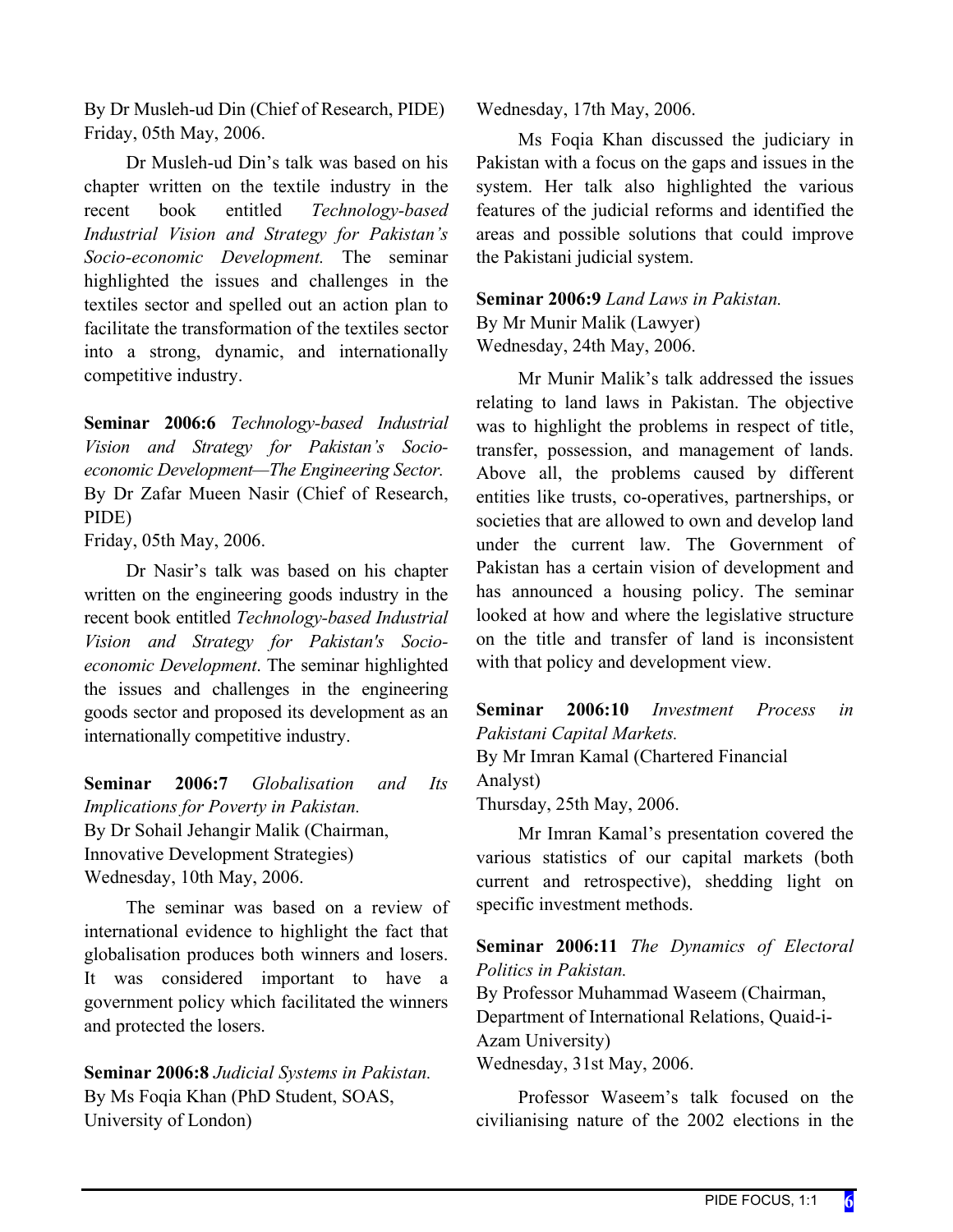By Dr Musleh-ud Din (Chief of Research, PIDE)
Friday, 05th May, 2006.

Dr Musleh-ud Din's talk was based on his chapter written on the textile industry in the recent book entitled *Technology-based Industrial Vision and Strategy for Pakistan's Socio-economic Development.* The seminar highlighted the issues and challenges in the textiles sector and spelled out an action plan to facilitate the transformation of the textiles sector into a strong, dynamic, and internationally competitive industry.

**Seminar 2006:6** *Technology-based Industrial Vision and Strategy for Pakistan's Socio-economic Development—The Engineering Sector.*
By Dr Zafar Mueen Nasir (Chief of Research, PIDE)
Friday, 05th May, 2006.

Dr Nasir's talk was based on his chapter written on the engineering goods industry in the recent book entitled *Technology-based Industrial Vision and Strategy for Pakistan's Socio-economic Development*. The seminar highlighted the issues and challenges in the engineering goods sector and proposed its development as an internationally competitive industry.

**Seminar 2006:7** *Globalisation and Its Implications for Poverty in Pakistan.*
By Dr Sohail Jehangir Malik (Chairman, Innovative Development Strategies)
Wednesday, 10th May, 2006.

The seminar was based on a review of international evidence to highlight the fact that globalisation produces both winners and losers. It was considered important to have a government policy which facilitated the winners and protected the losers.

**Seminar 2006:8** *Judicial Systems in Pakistan.*
By Ms Foqia Khan (PhD Student, SOAS, University of London)
Wednesday, 17th May, 2006.

Ms Foqia Khan discussed the judiciary in Pakistan with a focus on the gaps and issues in the system. Her talk also highlighted the various features of the judicial reforms and identified the areas and possible solutions that could improve the Pakistani judicial system.

**Seminar 2006:9** *Land Laws in Pakistan.*
By Mr Munir Malik (Lawyer)
Wednesday, 24th May, 2006.

Mr Munir Malik's talk addressed the issues relating to land laws in Pakistan. The objective was to highlight the problems in respect of title, transfer, possession, and management of lands. Above all, the problems caused by different entities like trusts, co-operatives, partnerships, or societies that are allowed to own and develop land under the current law. The Government of Pakistan has a certain vision of development and has announced a housing policy. The seminar looked at how and where the legislative structure on the title and transfer of land is inconsistent with that policy and development view.

**Seminar 2006:10** *Investment Process in Pakistani Capital Markets.*
By Mr Imran Kamal (Chartered Financial Analyst)
Thursday, 25th May, 2006.

Mr Imran Kamal's presentation covered the various statistics of our capital markets (both current and retrospective), shedding light on specific investment methods.

**Seminar 2006:11** *The Dynamics of Electoral Politics in Pakistan.*
By Professor Muhammad Waseem (Chairman, Department of International Relations, Quaid-i-Azam University)
Wednesday, 31st May, 2006.

Professor Waseem's talk focused on the civilianising nature of the 2002 elections in the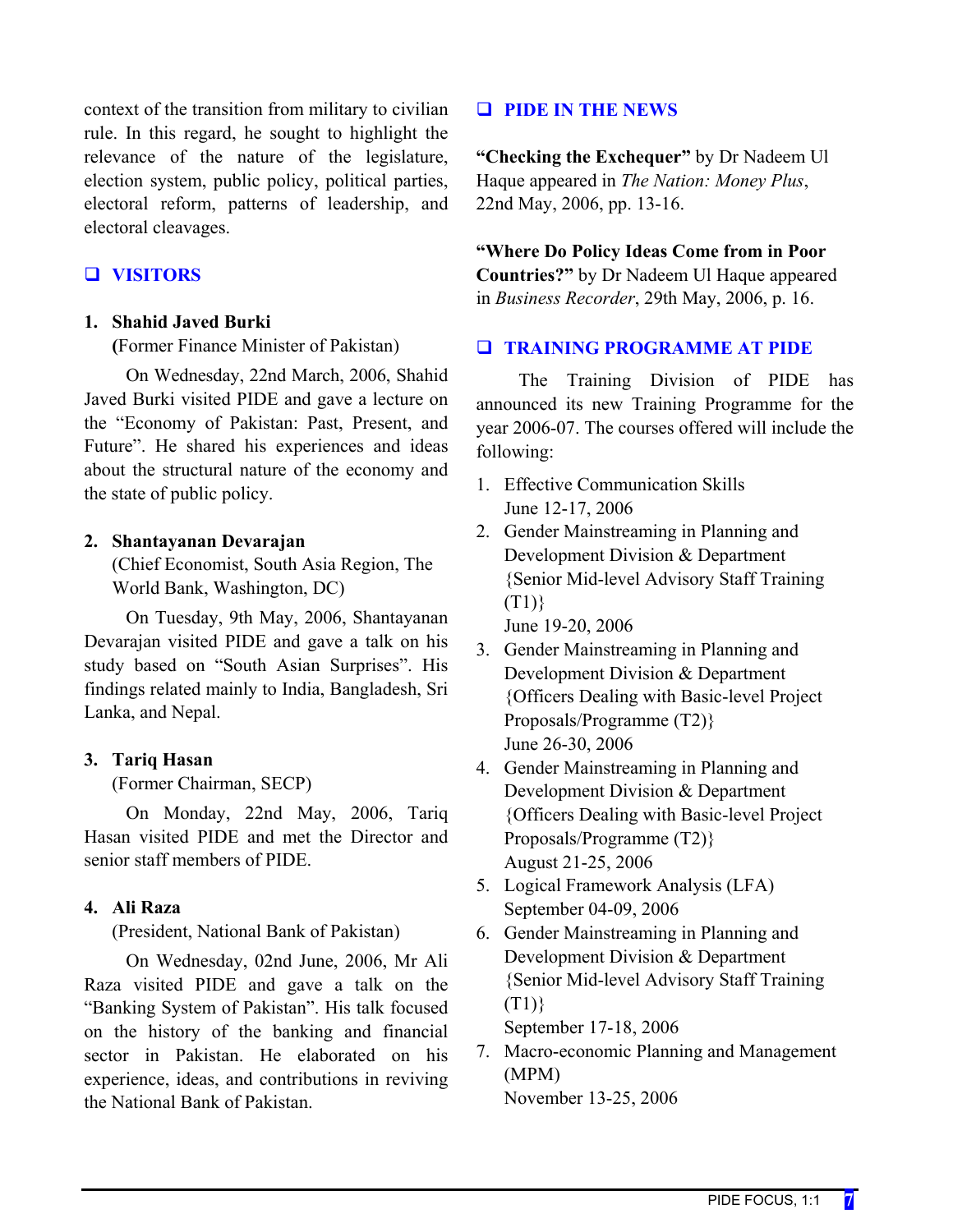context of the transition from military to civilian rule. In this regard, he sought to highlight the relevance of the nature of the legislature, election system, public policy, political parties, electoral reform, patterns of leadership, and electoral cleavages.

## VISITORS

**1. Shahid Javed Burki**
(Former Finance Minister of Pakistan)

On Wednesday, 22nd March, 2006, Shahid Javed Burki visited PIDE and gave a lecture on the "Economy of Pakistan: Past, Present, and Future". He shared his experiences and ideas about the structural nature of the economy and the state of public policy.

**2. Shantayanan Devarajan**
(Chief Economist, South Asia Region, The World Bank, Washington, DC)

On Tuesday, 9th May, 2006, Shantayanan Devarajan visited PIDE and gave a talk on his study based on "South Asian Surprises". His findings related mainly to India, Bangladesh, Sri Lanka, and Nepal.

**3. Tariq Hasan**
(Former Chairman, SECP)

On Monday, 22nd May, 2006, Tariq Hasan visited PIDE and met the Director and senior staff members of PIDE.

**4. Ali Raza**
(President, National Bank of Pakistan)

On Wednesday, 02nd June, 2006, Mr Ali Raza visited PIDE and gave a talk on the "Banking System of Pakistan". His talk focused on the history of the banking and financial sector in Pakistan. He elaborated on his experience, ideas, and contributions in reviving the National Bank of Pakistan.

## PIDE IN THE NEWS

**"Checking the Exchequer"** by Dr Nadeem Ul Haque appeared in *The Nation: Money Plus*, 22nd May, 2006, pp. 13-16.

**"Where Do Policy Ideas Come from in Poor Countries?"** by Dr Nadeem Ul Haque appeared in *Business Recorder*, 29th May, 2006, p. 16.

## TRAINING PROGRAMME AT PIDE

The Training Division of PIDE has announced its new Training Programme for the year 2006-07. The courses offered will include the following:

1. Effective Communication Skills
   June 12-17, 2006
2. Gender Mainstreaming in Planning and Development Division & Department {Senior Mid-level Advisory Staff Training (T1)}
   June 19-20, 2006
3. Gender Mainstreaming in Planning and Development Division & Department {Officers Dealing with Basic-level Project Proposals/Programme (T2)}
   June 26-30, 2006
4. Gender Mainstreaming in Planning and Development Division & Department {Officers Dealing with Basic-level Project Proposals/Programme (T2)}
   August 21-25, 2006
5. Logical Framework Analysis (LFA)
   September 04-09, 2006
6. Gender Mainstreaming in Planning and Development Division & Department {Senior Mid-level Advisory Staff Training (T1)}
   September 17-18, 2006
7. Macro-economic Planning and Management (MPM)
   November 13-25, 2006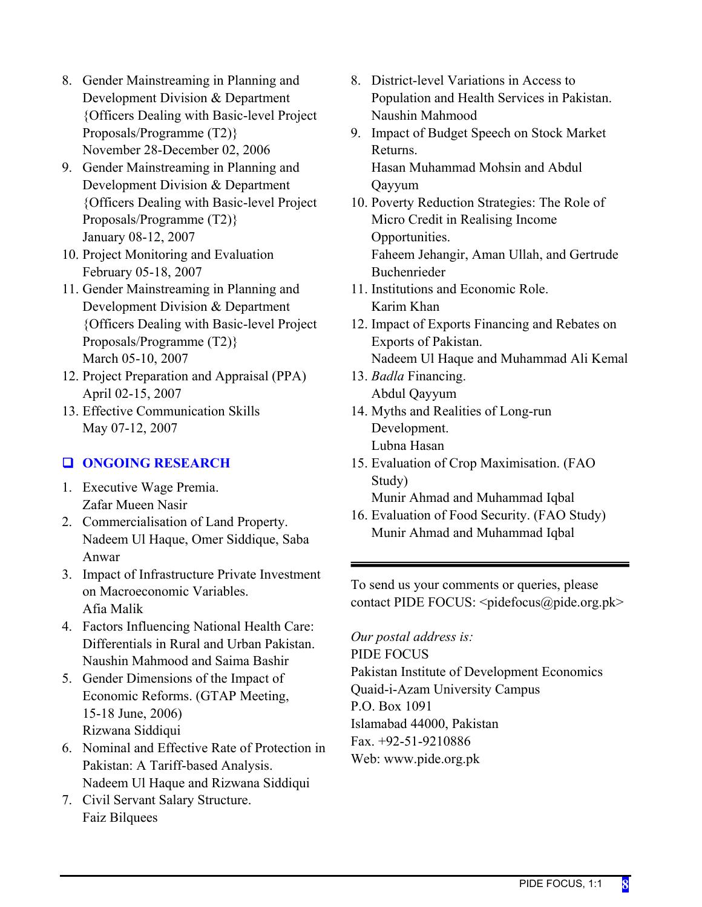8. Gender Mainstreaming in Planning and Development Division & Department {Officers Dealing with Basic-level Project Proposals/Programme (T2)}
   November 28-December 02, 2006
9. Gender Mainstreaming in Planning and Development Division & Department {Officers Dealing with Basic-level Project Proposals/Programme (T2)}
   January 08-12, 2007
10. Project Monitoring and Evaluation
    February 05-18, 2007
11. Gender Mainstreaming in Planning and Development Division & Department {Officers Dealing with Basic-level Project Proposals/Programme (T2)}
    March 05-10, 2007
12. Project Preparation and Appraisal (PPA)
    April 02-15, 2007
13. Effective Communication Skills
    May 07-12, 2007

## ONGOING RESEARCH

1. Executive Wage Premia.
   Zafar Mueen Nasir
2. Commercialisation of Land Property.
   Nadeem Ul Haque, Omer Siddique, Saba Anwar
3. Impact of Infrastructure Private Investment on Macroeconomic Variables.
   Afia Malik
4. Factors Influencing National Health Care: Differentials in Rural and Urban Pakistan.
   Naushin Mahmood and Saima Bashir
5. Gender Dimensions of the Impact of Economic Reforms. (GTAP Meeting, 15-18 June, 2006)
   Rizwana Siddiqui
6. Nominal and Effective Rate of Protection in Pakistan: A Tariff-based Analysis.
   Nadeem Ul Haque and Rizwana Siddiqui
7. Civil Servant Salary Structure.
   Faiz Bilquees
8. District-level Variations in Access to Population and Health Services in Pakistan.
   Naushin Mahmood
9. Impact of Budget Speech on Stock Market Returns.
   Hasan Muhammad Mohsin and Abdul Qayyum
10. Poverty Reduction Strategies: The Role of Micro Credit in Realising Income Opportunities.
    Faheem Jehangir, Aman Ullah, and Gertrude Buchenrieder
11. Institutions and Economic Role.
    Karim Khan
12. Impact of Exports Financing and Rebates on Exports of Pakistan.
    Nadeem Ul Haque and Muhammad Ali Kemal
13. *Badla* Financing.
    Abdul Qayyum
14. Myths and Realities of Long-run Development.
    Lubna Hasan
15. Evaluation of Crop Maximisation. (FAO Study)
    Munir Ahmad and Muhammad Iqbal
16. Evaluation of Food Security. (FAO Study)
    Munir Ahmad and Muhammad Iqbal

---

To send us your comments or queries, please contact PIDE FOCUS: <pidefocus@pide.org.pk>

*Our postal address is:*
PIDE FOCUS
Pakistan Institute of Development Economics
Quaid-i-Azam University Campus
P.O. Box 1091
Islamabad 44000, Pakistan
Fax. +92-51-9210886
Web: www.pide.org.pk